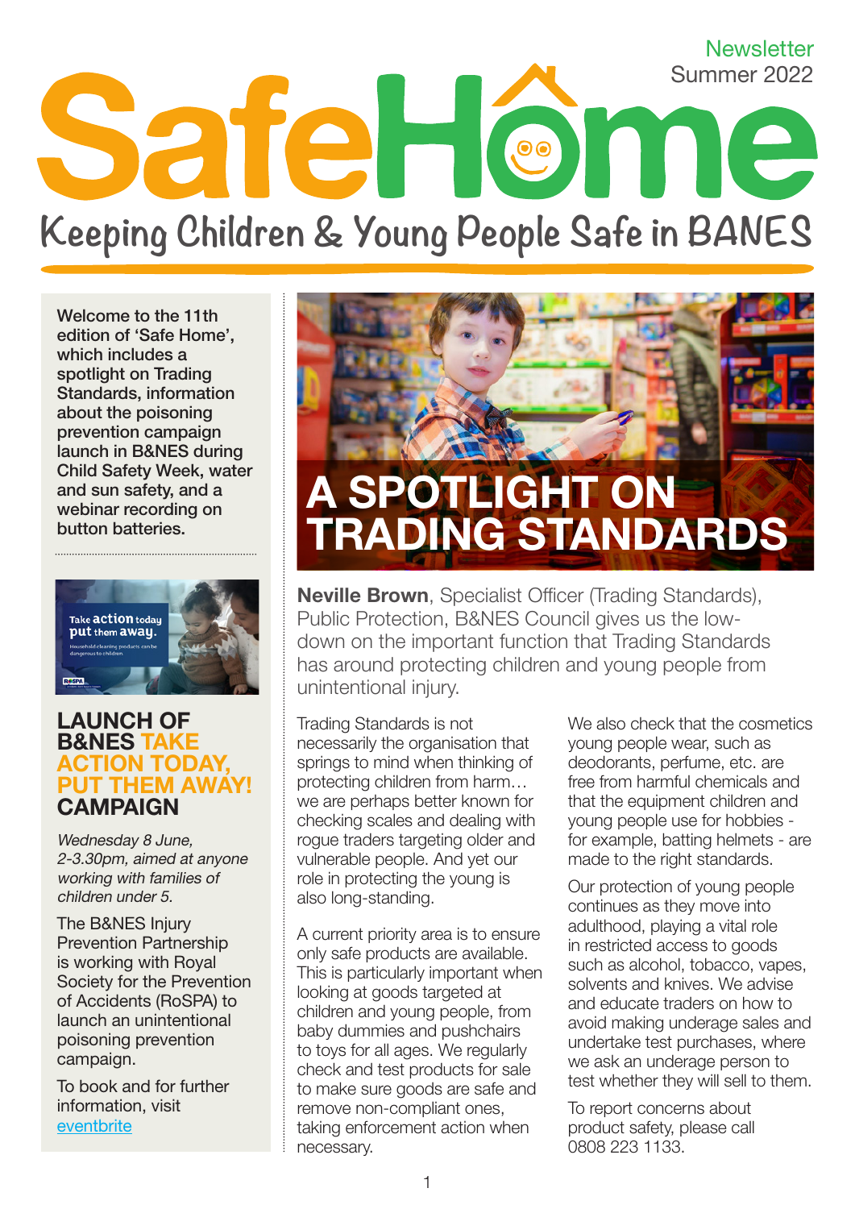Newsletter
Summer 2022

# SafeHome

## Keeping Children & Young People Safe in BANES

**Welcome to the 11th edition of 'Safe Home', which includes a spotlight on Trading Standards, information about the poisoning prevention campaign launch in B&NES during Child Safety Week, water and sun safety, and a webinar recording on button batteries.**

## LAUNCH OF B&NES TAKE ACTION TODAY, PUT THEM AWAY! CAMPAIGN

*Wednesday 8 June, 2-3.30pm, aimed at anyone working with families of children under 5.*

The B&NES Injury Prevention Partnership is working with Royal Society for the Prevention of Accidents (RoSPA) to launch an unintentional poisoning prevention campaign.

To book and for further information, visit [eventbrite](eventbrite)

## A SPOTLIGHT ON TRADING STANDARDS

**Neville Brown**, Specialist Officer (Trading Standards), Public Protection, B&NES Council gives us the low-down on the important function that Trading Standards has around protecting children and young people from unintentional injury.

Trading Standards is not necessarily the organisation that springs to mind when thinking of protecting children from harm… we are perhaps better known for checking scales and dealing with rogue traders targeting older and vulnerable people. And yet our role in protecting the young is also long-standing.

A current priority area is to ensure only safe products are available. This is particularly important when looking at goods targeted at children and young people, from baby dummies and pushchairs to toys for all ages. We regularly check and test products for sale to make sure goods are safe and remove non-compliant ones, taking enforcement action when necessary.

We also check that the cosmetics young people wear, such as deodorants, perfume, etc. are free from harmful chemicals and that the equipment children and young people use for hobbies - for example, batting helmets - are made to the right standards.

Our protection of young people continues as they move into adulthood, playing a vital role in restricted access to goods such as alcohol, tobacco, vapes, solvents and knives. We advise and educate traders on how to avoid making underage sales and undertake test purchases, where we ask an underage person to test whether they will sell to them.

To report concerns about product safety, please call 0808 223 1133.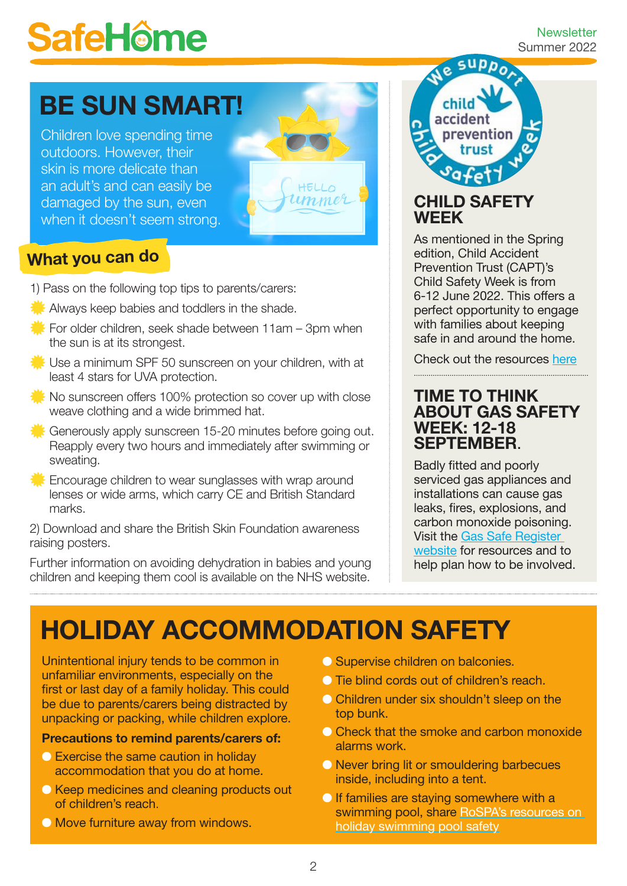# SafeHome

Newsletter
Summer 2022

## BE SUN SMART!

Children love spending time outdoors. However, their skin is more delicate than an adult's and can easily be damaged by the sun, even when it doesn't seem strong.

### What you can do

1) Pass on the following top tips to parents/carers:

- Always keep babies and toddlers in the shade.
- For older children, seek shade between 11am – 3pm when the sun is at its strongest.
- Use a minimum SPF 50 sunscreen on your children, with at least 4 stars for UVA protection.
- No sunscreen offers 100% protection so cover up with close weave clothing and a wide brimmed hat.
- Generously apply sunscreen 15-20 minutes before going out. Reapply every two hours and immediately after swimming or sweating.
- Encourage children to wear sunglasses with wrap around lenses or wide arms, which carry CE and British Standard marks.

2) Download and share the British Skin Foundation awareness raising posters.

Further information on avoiding dehydration in babies and young children and keeping them cool is available on the NHS website.

## CHILD SAFETY WEEK

As mentioned in the Spring edition, Child Accident Prevention Trust (CAPT)'s Child Safety Week is from 6-12 June 2022. This offers a perfect opportunity to engage with families about keeping safe in and around the home.

Check out the resources here

## TIME TO THINK ABOUT GAS SAFETY WEEK: 12-18 SEPTEMBER.

Badly fitted and poorly serviced gas appliances and installations can cause gas leaks, fires, explosions, and carbon monoxide poisoning. Visit the Gas Safe Register website for resources and to help plan how to be involved.

## HOLIDAY ACCOMMODATION SAFETY

Unintentional injury tends to be common in unfamiliar environments, especially on the first or last day of a family holiday. This could be due to parents/carers being distracted by unpacking or packing, while children explore.

**Precautions to remind parents/carers of:**

- Exercise the same caution in holiday accommodation that you do at home.
- Keep medicines and cleaning products out of children's reach.
- Move furniture away from windows.
- Supervise children on balconies.
- Tie blind cords out of children's reach.
- Children under six shouldn't sleep on the top bunk.
- Check that the smoke and carbon monoxide alarms work.
- Never bring lit or smouldering barbecues inside, including into a tent.
- If families are staying somewhere with a swimming pool, share RoSPA's resources on holiday swimming pool safety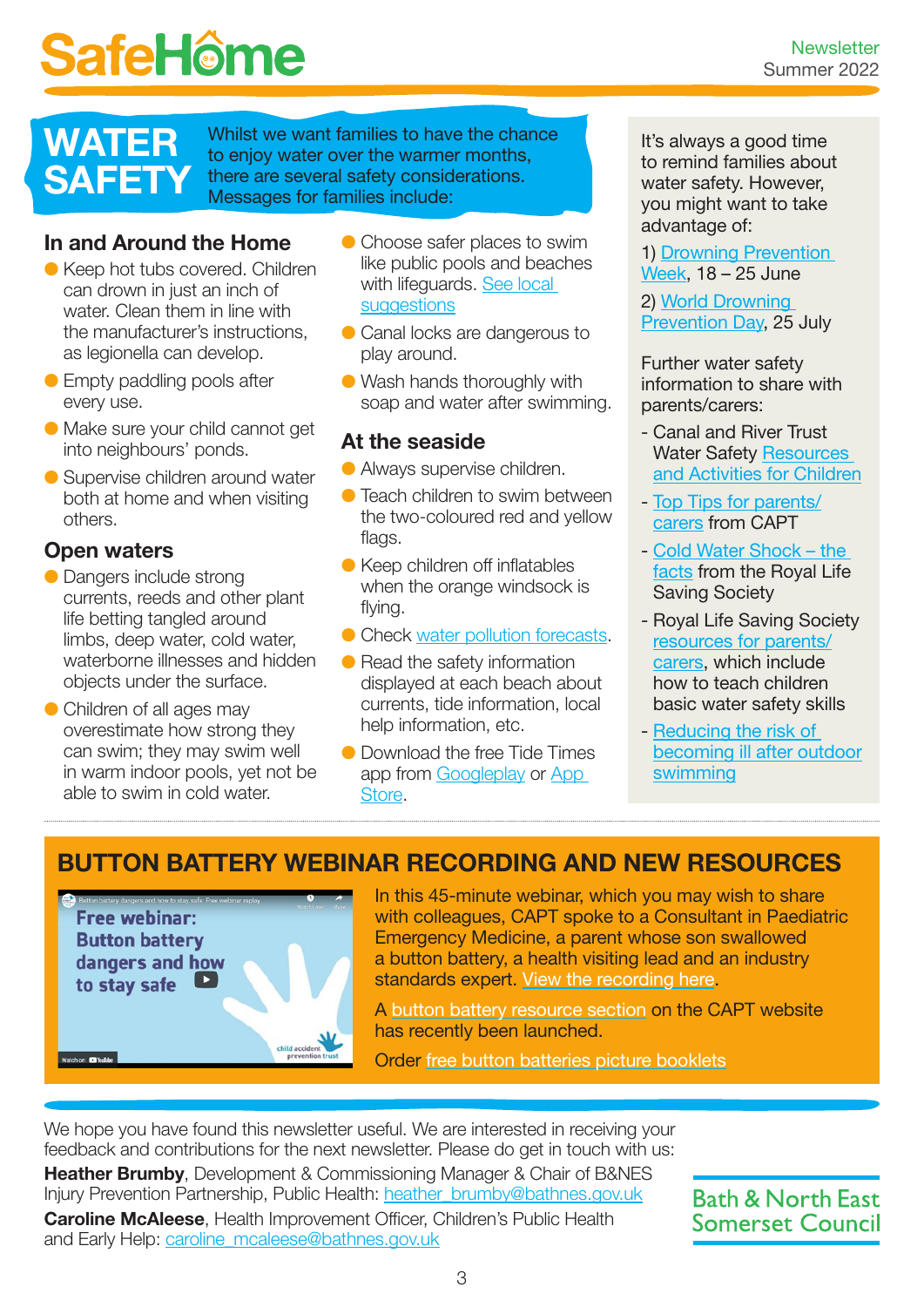# SafeHome

Newsletter
Summer 2022

## WATER SAFETY

Whilst we want families to have the chance to enjoy water over the warmer months, there are several safety considerations. Messages for families include:

### In and Around the Home

- Keep hot tubs covered. Children can drown in just an inch of water. Clean them in line with the manufacturer's instructions, as legionella can develop.
- Empty paddling pools after every use.
- Make sure your child cannot get into neighbours' ponds.
- Supervise children around water both at home and when visiting others.

### Open waters

- Dangers include strong currents, reeds and other plant life betting tangled around limbs, deep water, cold water, waterborne illnesses and hidden objects under the surface.
- Children of all ages may overestimate how strong they can swim; they may swim well in warm indoor pools, yet not be able to swim in cold water.
- Choose safer places to swim like public pools and beaches with lifeguards. See local suggestions
- Canal locks are dangerous to play around.
- Wash hands thoroughly with soap and water after swimming.

### At the seaside

- Always supervise children.
- Teach children to swim between the two-coloured red and yellow flags.
- Keep children off inflatables when the orange windsock is flying.
- Check water pollution forecasts.
- Read the safety information displayed at each beach about currents, tide information, local help information, etc.
- Download the free Tide Times app from Googleplay or App Store.

It's always a good time to remind families about water safety. However, you might want to take advantage of:

1) Drowning Prevention Week, 18 – 25 June

2) World Drowning Prevention Day, 25 July

Further water safety information to share with parents/carers:

- Canal and River Trust Water Safety Resources and Activities for Children
- Top Tips for parents/carers from CAPT
- Cold Water Shock – the facts from the Royal Life Saving Society
- Royal Life Saving Society resources for parents/carers, which include how to teach children basic water safety skills
- Reducing the risk of becoming ill after outdoor swimming

## BUTTON BATTERY WEBINAR RECORDING AND NEW RESOURCES

In this 45-minute webinar, which you may wish to share with colleagues, CAPT spoke to a Consultant in Paediatric Emergency Medicine, a parent whose son swallowed a button battery, a health visiting lead and an industry standards expert. View the recording here.

A button battery resource section on the CAPT website has recently been launched.

Order free button batteries picture booklets

We hope you have found this newsletter useful. We are interested in receiving your feedback and contributions for the next newsletter. Please do get in touch with us:

**Heather Brumby**, Development & Commissioning Manager & Chair of B&NES Injury Prevention Partnership, Public Health: heather_brumby@bathnes.gov.uk

**Caroline McAleese**, Health Improvement Officer, Children's Public Health and Early Help: caroline_mcaleese@bathnes.gov.uk

Bath & North East Somerset Council